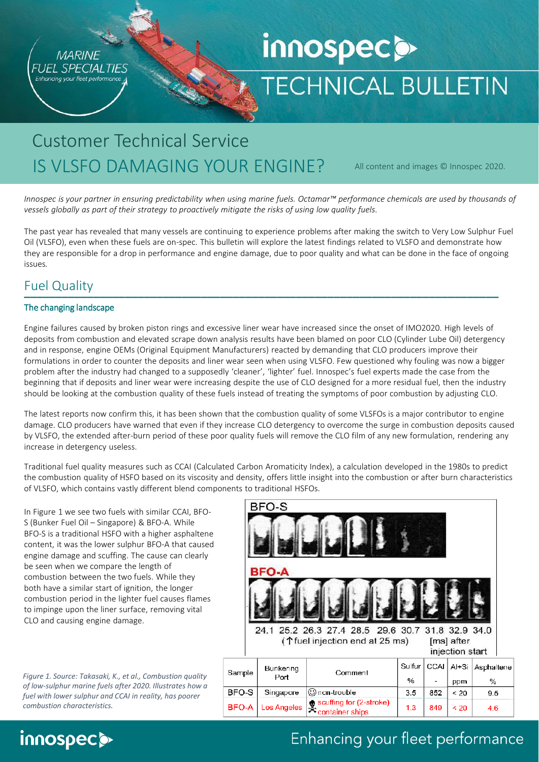# TECHNICAL BULLETIN

MARINE FUEL SPECIALTIES
Enhancing your fleet performance

## Customer Technical Service

## IS VLSFO DAMAGING YOUR ENGINE?

All content and images © Innospec 2020.

*Innospec is your partner in ensuring predictability when using marine fuels. Octamar™ performance chemicals are used by thousands of vessels globally as part of their strategy to proactively mitigate the risks of using low quality fuels.*

The past year has revealed that many vessels are continuing to experience problems after making the switch to Very Low Sulphur Fuel Oil (VLSFO), even when these fuels are on-spec. This bulletin will explore the latest findings related to VLSFO and demonstrate how they are responsible for a drop in performance and engine damage, due to poor quality and what can be done in the face of ongoing issues.

## Fuel Quality

### The changing landscape

Engine failures caused by broken piston rings and excessive liner wear have increased since the onset of IMO2020. High levels of deposits from combustion and elevated scrape down analysis results have been blamed on poor CLO (Cylinder Lube Oil) detergency and in response, engine OEMs (Original Equipment Manufacturers) reacted by demanding that CLO producers improve their formulations in order to counter the deposits and liner wear seen when using VLSFO. Few questioned why fouling was now a bigger problem after the industry had changed to a supposedly 'cleaner', 'lighter' fuel. Innospec's fuel experts made the case from the beginning that if deposits and liner wear were increasing despite the use of CLO designed for a more residual fuel, then the industry should be looking at the combustion quality of these fuels instead of treating the symptoms of poor combustion by adjusting CLO.

The latest reports now confirm this, it has been shown that the combustion quality of some VLSFOs is a major contributor to engine damage. CLO producers have warned that even if they increase CLO detergency to overcome the surge in combustion deposits caused by VLSFO, the extended after-burn period of these poor quality fuels will remove the CLO film of any new formulation, rendering any increase in detergency useless.

Traditional fuel quality measures such as CCAI (Calculated Carbon Aromaticity Index), a calculation developed in the 1980s to predict the combustion quality of HSFO based on its viscosity and density, offers little insight into the combustion or after burn characteristics of VLSFO, which contains vastly different blend components to traditional HSFOs.

In Figure 1 we see two fuels with similar CCAI, BFO-S (Bunker Fuel Oil – Singapore) & BFO-A. While BFO-S is a traditional HSFO with a higher asphaltene content, it was the lower sulphur BFO-A that caused engine damage and scuffing. The cause can clearly be seen when we compare the length of combustion between the two fuels. While they both have a similar start of ignition, the longer combustion period in the lighter fuel causes flames to impinge upon the liner surface, removing vital CLO and causing engine damage.

BFO-S

BFO-A

24.1 25.2 26.3 27.4 28.5 29.6 30.7 31.8 32.9 34.0 [ms] after injection start
(↑fuel injection end at 25 ms)

| Sample | Bunkering Port | Comment | Sulfur % | CCAI - | Al+Si ppm | Asphaltene % |
|---|---|---|---|---|---|---|
| BFO-S | Singapore | non-trouble | 3.5 | 852 | < 20 | 9.6 |
| BFO-A | Los Angeles | scuffing for (2-stroke) container ships | 1.3 | 849 | < 20 | 4.6 |

*Figure 1. Source: Takasaki, K., et al., Combustion quality of low-sulphur marine fuels after 2020. Illustrates how a fuel with lower sulphur and CCAI in reality, has poorer combustion characteristics.*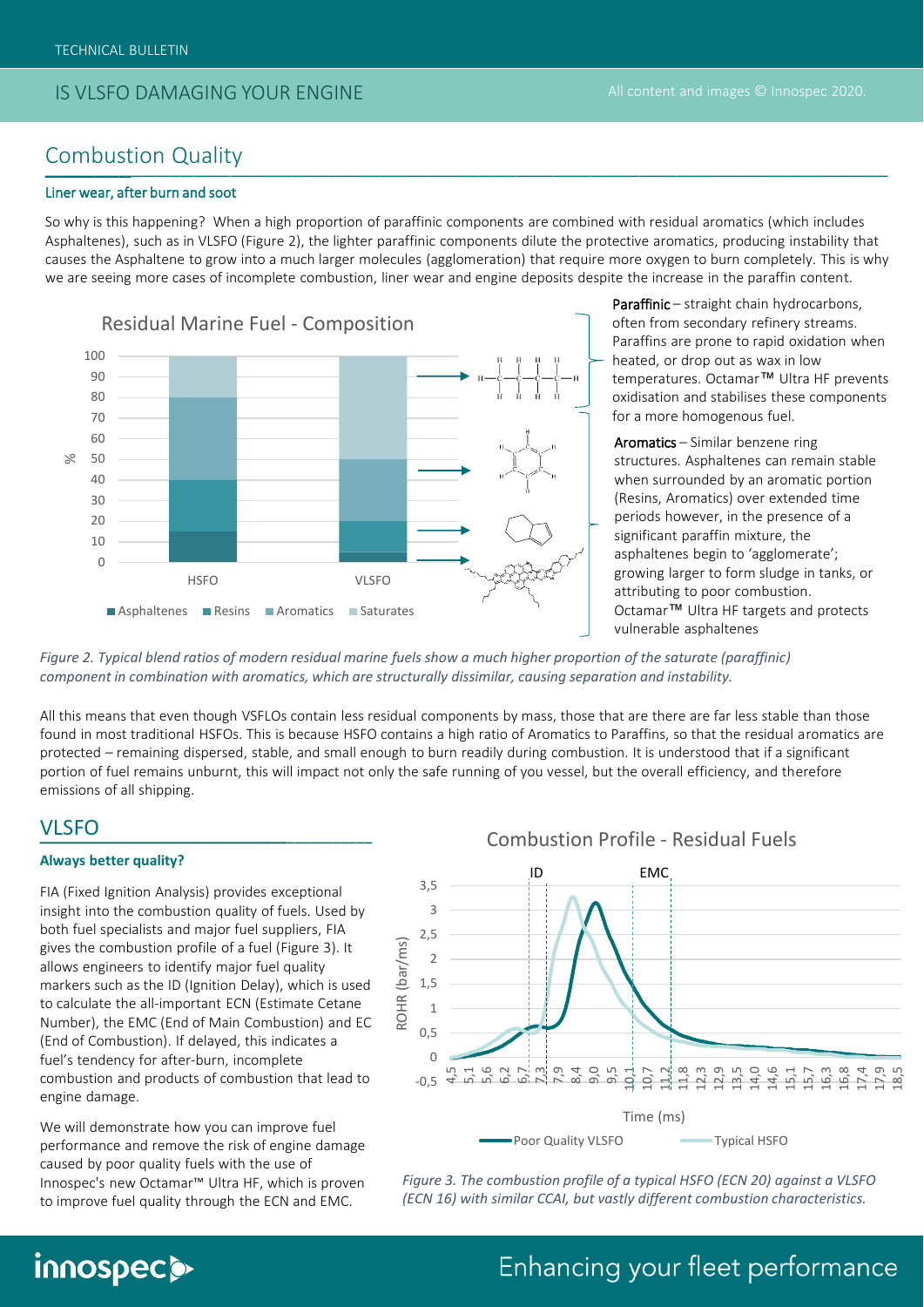## Combustion Quality

### Liner wear, after burn and soot

So why is this happening? When a high proportion of paraffinic components are combined with residual aromatics (which includes Asphaltenes), such as in VLSFO (Figure 2), the lighter paraffinic components dilute the protective aromatics, producing instability that causes the Asphaltene to grow into a much larger molecules (agglomeration) that require more oxygen to burn completely. This is why we are seeing more cases of incomplete combustion, liner wear and engine deposits despite the increase in the paraffin content.

**Paraffinic** – straight chain hydrocarbons, often from secondary refinery streams. Paraffins are prone to rapid oxidation when heated, or drop out as wax in low temperatures. Octamar™ Ultra HF prevents oxidisation and stabilises these components for a more homogenous fuel.

**Aromatics** – Similar benzene ring structures. Asphaltenes can remain stable when surrounded by an aromatic portion (Resins, Aromatics) over extended time periods however, in the presence of a significant paraffin mixture, the asphaltenes begin to 'agglomerate'; growing larger to form sludge in tanks, or attributing to poor combustion. Octamar™ Ultra HF targets and protects vulnerable asphaltenes

*Figure 2. Typical blend ratios of modern residual marine fuels show a much higher proportion of the saturate (paraffinic) component in combination with aromatics, which are structurally dissimilar, causing separation and instability.*

All this means that even though VSFLOs contain less residual components by mass, those that are there are far less stable than those found in most traditional HSFOs. This is because HSFO contains a high ratio of Aromatics to Paraffins, so that the residual aromatics are protected – remaining dispersed, stable, and small enough to burn readily during combustion. It is understood that if a significant portion of fuel remains unburnt, this will impact not only the safe running of you vessel, but the overall efficiency, and therefore emissions of all shipping.

## VLSFO

**Always better quality?**

FIA (Fixed Ignition Analysis) provides exceptional insight into the combustion quality of fuels. Used by both fuel specialists and major fuel suppliers, FIA gives the combustion profile of a fuel (Figure 3). It allows engineers to identify major fuel quality markers such as the ID (Ignition Delay), which is used to calculate the all-important ECN (Estimate Cetane Number), the EMC (End of Main Combustion) and EC (End of Combustion). If delayed, this indicates a fuel's tendency for after-burn, incomplete combustion and products of combustion that lead to engine damage.

We will demonstrate how you can improve fuel performance and remove the risk of engine damage caused by poor quality fuels with the use of Innospec's new Octamar™ Ultra HF, which is proven to improve fuel quality through the ECN and EMC.

*Figure 3. The combustion profile of a typical HSFO (ECN 20) against a VLSFO (ECN 16) with similar CCAI, but vastly different combustion characteristics.*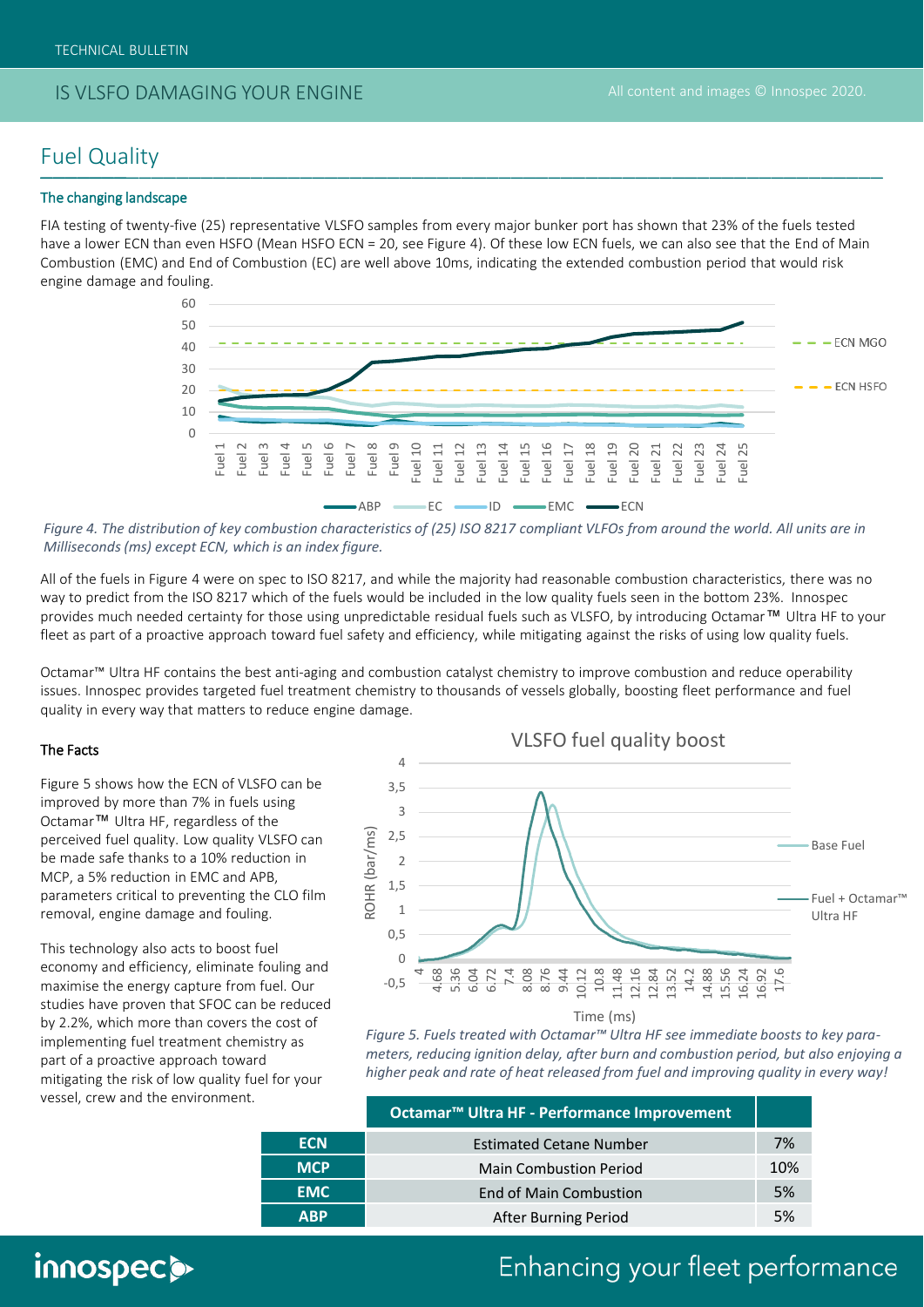# Fuel Quality

## The changing landscape

FIA testing of twenty-five (25) representative VLSFO samples from every major bunker port has shown that 23% of the fuels tested have a lower ECN than even HSFO (Mean HSFO ECN = 20, see Figure 4). Of these low ECN fuels, we can also see that the End of Main Combustion (EMC) and End of Combustion (EC) are well above 10ms, indicating the extended combustion period that would risk engine damage and fouling.

*Figure 4. The distribution of key combustion characteristics of (25) ISO 8217 compliant VLFOs from around the world. All units are in Milliseconds (ms) except ECN, which is an index figure.*

All of the fuels in Figure 4 were on spec to ISO 8217, and while the majority had reasonable combustion characteristics, there was no way to predict from the ISO 8217 which of the fuels would be included in the low quality fuels seen in the bottom 23%. Innospec provides much needed certainty for those using unpredictable residual fuels such as VLSFO, by introducing Octamar™ Ultra HF to your fleet as part of a proactive approach toward fuel safety and efficiency, while mitigating against the risks of using low quality fuels.

Octamar™ Ultra HF contains the best anti-aging and combustion catalyst chemistry to improve combustion and reduce operability issues. Innospec provides targeted fuel treatment chemistry to thousands of vessels globally, boosting fleet performance and fuel quality in every way that matters to reduce engine damage.

## The Facts

Figure 5 shows how the ECN of VLSFO can be improved by more than 7% in fuels using Octamar™ Ultra HF, regardless of the perceived fuel quality. Low quality VLSFO can be made safe thanks to a 10% reduction in MCP, a 5% reduction in EMC and APB, parameters critical to preventing the CLO film removal, engine damage and fouling.

This technology also acts to boost fuel economy and efficiency, eliminate fouling and maximise the energy capture from fuel. Our studies have proven that SFOC can be reduced by 2.2%, which more than covers the cost of implementing fuel treatment chemistry as part of a proactive approach toward mitigating the risk of low quality fuel for your vessel, crew and the environment.

*Figure 5. Fuels treated with Octamar™ Ultra HF see immediate boosts to key parameters, reducing ignition delay, after burn and combustion period, but also enjoying a higher peak and rate of heat released from fuel and improving quality in every way!*

| | Octamar™ Ultra HF - Performance Improvement | |
|---|---|---|
| ECN | Estimated Cetane Number | 7% |
| MCP | Main Combustion Period | 10% |
| EMC | End of Main Combustion | 5% |
| ABP | After Burning Period | 5% |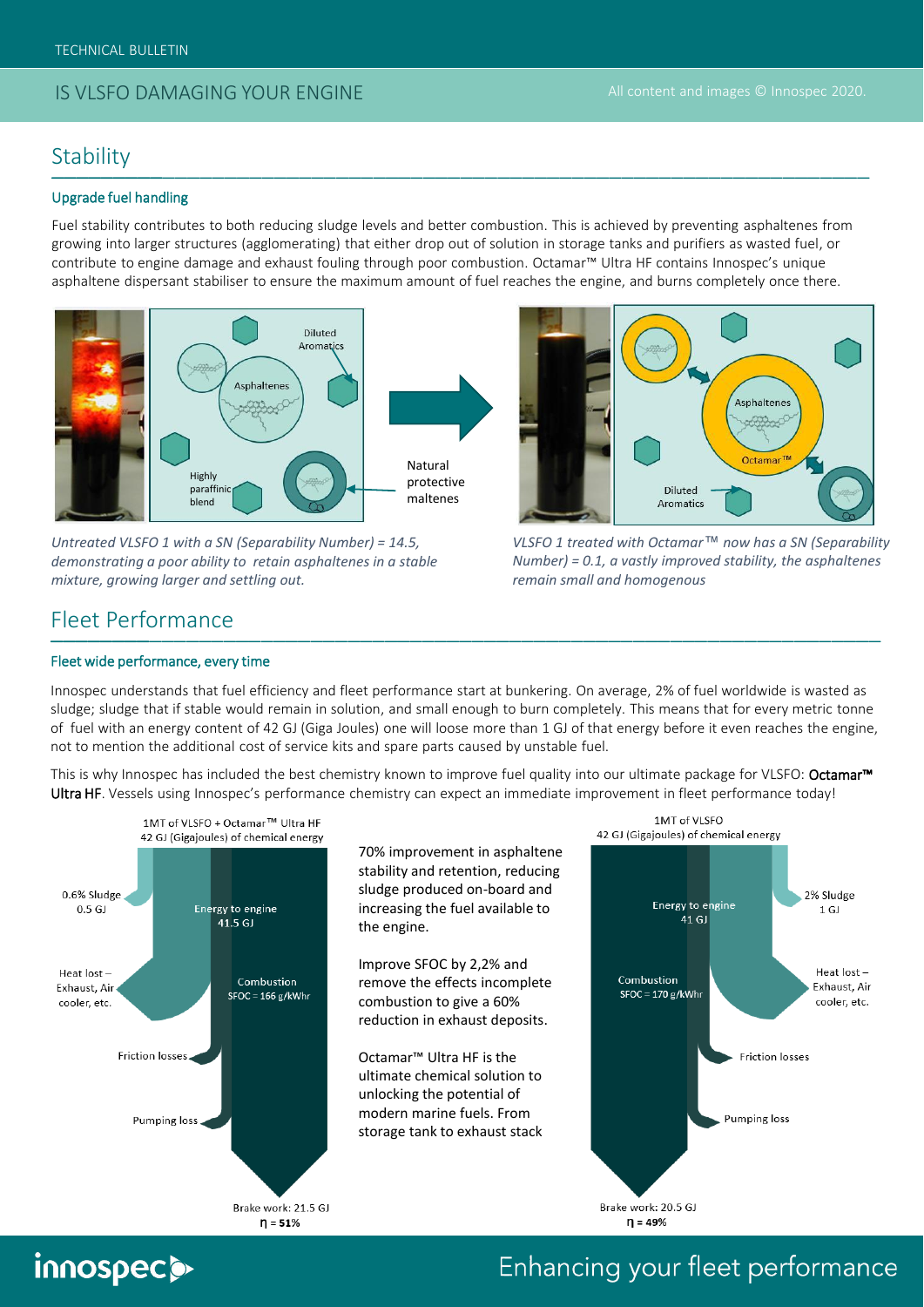## Stability

### Upgrade fuel handling

Fuel stability contributes to both reducing sludge levels and better combustion. This is achieved by preventing asphaltenes from growing into larger structures (agglomerating) that either drop out of solution in storage tanks and purifiers as wasted fuel, or contribute to engine damage and exhaust fouling through poor combustion. Octamar™ Ultra HF contains Innospec's unique asphaltene dispersant stabiliser to ensure the maximum amount of fuel reaches the engine, and burns completely once there.

Diluted Aromatics

Asphaltenes

Highly paraffinic blend

Natural protective maltenes

Asphaltenes

Octamar™

Diluted Aromatics

*Untreated VLSFO 1 with a SN (Separability Number) = 14.5, demonstrating a poor ability to retain asphaltenes in a stable mixture, growing larger and settling out.*

*VLSFO 1 treated with Octamar™ now has a SN (Separability Number) = 0.1, a vastly improved stability, the asphaltenes remain small and homogenous*

## Fleet Performance

### Fleet wide performance, every time

Innospec understands that fuel efficiency and fleet performance start at bunkering. On average, 2% of fuel worldwide is wasted as sludge; sludge that if stable would remain in solution, and small enough to burn completely. This means that for every metric tonne of fuel with an energy content of 42 GJ (Giga Joules) one will loose more than 1 GJ of that energy before it even reaches the engine, not to mention the additional cost of service kits and spare parts caused by unstable fuel.

This is why Innospec has included the best chemistry known to improve fuel quality into our ultimate package for VLSFO: **Octamar™ Ultra HF**. Vessels using Innospec's performance chemistry can expect an immediate improvement in fleet performance today!

1MT of VLSFO + Octamar™ Ultra HF
42 GJ (Gigajoules) of chemical energy

0.6% Sludge
0.5 GJ

Energy to engine
41.5 GJ

Heat lost – Exhaust, Air cooler, etc.

Combustion
SFOC = 166 g/kWhr

Friction losses

Pumping loss

Brake work: 21.5 GJ
η = **51%**

70% improvement in asphaltene stability and retention, reducing sludge produced on-board and increasing the fuel available to the engine.

Improve SFOC by 2,2% and remove the effects incomplete combustion to give a 60% reduction in exhaust deposits.

Octamar™ Ultra HF is the ultimate chemical solution to unlocking the potential of modern marine fuels. From storage tank to exhaust stack

1MT of VLSFO
42 GJ (Gigajoules) of chemical energy

Energy to engine
41 GJ

2% Sludge
1 GJ

Combustion
SFOC = 170 g/kWhr

Heat lost – Exhaust, Air cooler, etc.

Friction losses

Pumping loss

Brake work: 20.5 GJ
η = **49%**

Enhancing your fleet performance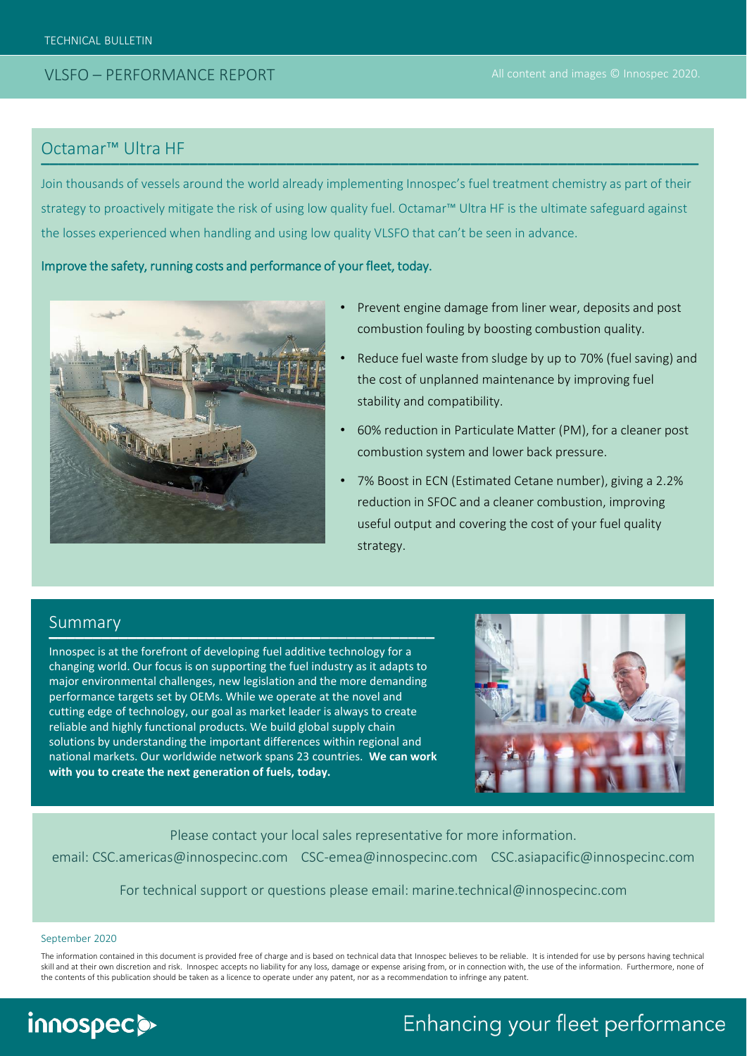TECHNICAL BULLETIN

VLSFO – PERFORMANCE REPORT

All content and images © Innospec 2020.

## Octamar™ Ultra HF

Join thousands of vessels around the world already implementing Innospec's fuel treatment chemistry as part of their strategy to proactively mitigate the risk of using low quality fuel. Octamar™ Ultra HF is the ultimate safeguard against the losses experienced when handling and using low quality VLSFO that can't be seen in advance.

**Improve the safety, running costs and performance of your fleet, today.**

- Prevent engine damage from liner wear, deposits and post combustion fouling by boosting combustion quality.
- Reduce fuel waste from sludge by up to 70% (fuel saving) and the cost of unplanned maintenance by improving fuel stability and compatibility.
- 60% reduction in Particulate Matter (PM), for a cleaner post combustion system and lower back pressure.
- 7% Boost in ECN (Estimated Cetane number), giving a 2.2% reduction in SFOC and a cleaner combustion, improving useful output and covering the cost of your fuel quality strategy.

## Summary

Innospec is at the forefront of developing fuel additive technology for a changing world. Our focus is on supporting the fuel industry as it adapts to major environmental challenges, new legislation and the more demanding performance targets set by OEMs. While we operate at the novel and cutting edge of technology, our goal as market leader is always to create reliable and highly functional products. We build global supply chain solutions by understanding the important differences within regional and national markets. Our worldwide network spans 23 countries. **We can work with you to create the next generation of fuels, today.**

Please contact your local sales representative for more information.

email: CSC.americas@innospecinc.com CSC-emea@innospecinc.com CSC.asiapacific@innospecinc.com

For technical support or questions please email: marine.technical@innospecinc.com

September 2020

The information contained in this document is provided free of charge and is based on technical data that Innospec believes to be reliable. It is intended for use by persons having technical skill and at their own discretion and risk. Innospec accepts no liability for any loss, damage or expense arising from, or in connection with, the use of the information. Furthermore, none of the contents of this publication should be taken as a licence to operate under any patent, nor as a recommendation to infringe any patent.

innospec

Enhancing your fleet performance